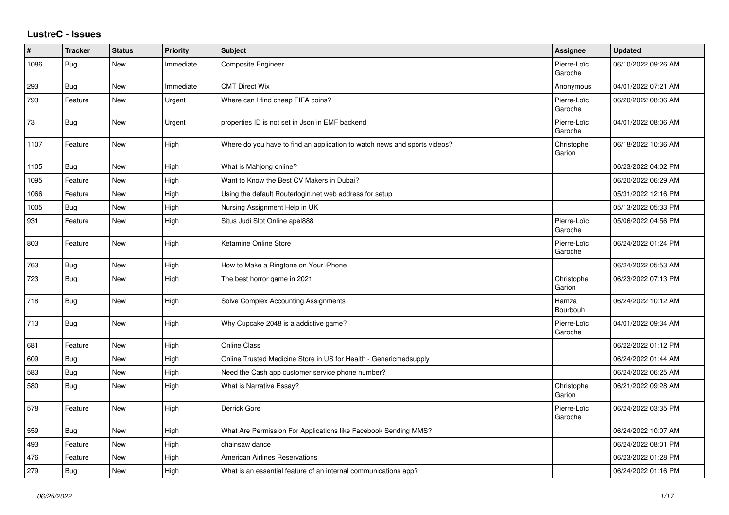# LustreC - Issues

| # | Tracker | Status | Priority | Subject | Assignee | Updated |
| --- | --- | --- | --- | --- | --- | --- |
| 1086 | Bug | New | Immediate | Composite Engineer | Pierre-Loïc Garoche | 06/10/2022 09:26 AM |
| 293 | Bug | New | Immediate | CMT Direct Wix | Anonymous | 04/01/2022 07:21 AM |
| 793 | Feature | New | Urgent | Where can I find cheap FIFA coins? | Pierre-Loïc Garoche | 06/20/2022 08:06 AM |
| 73 | Bug | New | Urgent | properties ID is not set in Json in EMF backend | Pierre-Loïc Garoche | 04/01/2022 08:06 AM |
| 1107 | Feature | New | High | Where do you have to find an application to watch news and sports videos? | Christophe Garion | 06/18/2022 10:36 AM |
| 1105 | Bug | New | High | What is Mahjong online? | | 06/23/2022 04:02 PM |
| 1095 | Feature | New | High | Want to Know the Best CV Makers in Dubai? | | 06/20/2022 06:29 AM |
| 1066 | Feature | New | High | Using the default Routerlogin.net web address for setup | | 05/31/2022 12:16 PM |
| 1005 | Bug | New | High | Nursing Assignment Help in UK | | 05/13/2022 05:33 PM |
| 931 | Feature | New | High | Situs Judi Slot Online apel888 | Pierre-Loïc Garoche | 05/06/2022 04:56 PM |
| 803 | Feature | New | High | Ketamine Online Store | Pierre-Loïc Garoche | 06/24/2022 01:24 PM |
| 763 | Bug | New | High | How to Make a Ringtone on Your iPhone | | 06/24/2022 05:53 AM |
| 723 | Bug | New | High | The best horror game in 2021 | Christophe Garion | 06/23/2022 07:13 PM |
| 718 | Bug | New | High | Solve Complex Accounting Assignments | Hamza Bourbouh | 06/24/2022 10:12 AM |
| 713 | Bug | New | High | Why Cupcake 2048 is a addictive game? | Pierre-Loïc Garoche | 04/01/2022 09:34 AM |
| 681 | Feature | New | High | Online Class | | 06/22/2022 01:12 PM |
| 609 | Bug | New | High | Online Trusted Medicine Store in US for Health - Genericmedsupply | | 06/24/2022 01:44 AM |
| 583 | Bug | New | High | Need the Cash app customer service phone number? | | 06/24/2022 06:25 AM |
| 580 | Bug | New | High | What is Narrative Essay? | Christophe Garion | 06/21/2022 09:28 AM |
| 578 | Feature | New | High | Derrick Gore | Pierre-Loïc Garoche | 06/24/2022 03:35 PM |
| 559 | Bug | New | High | What Are Permission For Applications like Facebook Sending MMS? | | 06/24/2022 10:07 AM |
| 493 | Feature | New | High | chainsaw dance | | 06/24/2022 08:01 PM |
| 476 | Feature | New | High | American Airlines Reservations | | 06/23/2022 01:28 PM |
| 279 | Bug | New | High | What is an essential feature of an internal communications app? | | 06/24/2022 01:16 PM |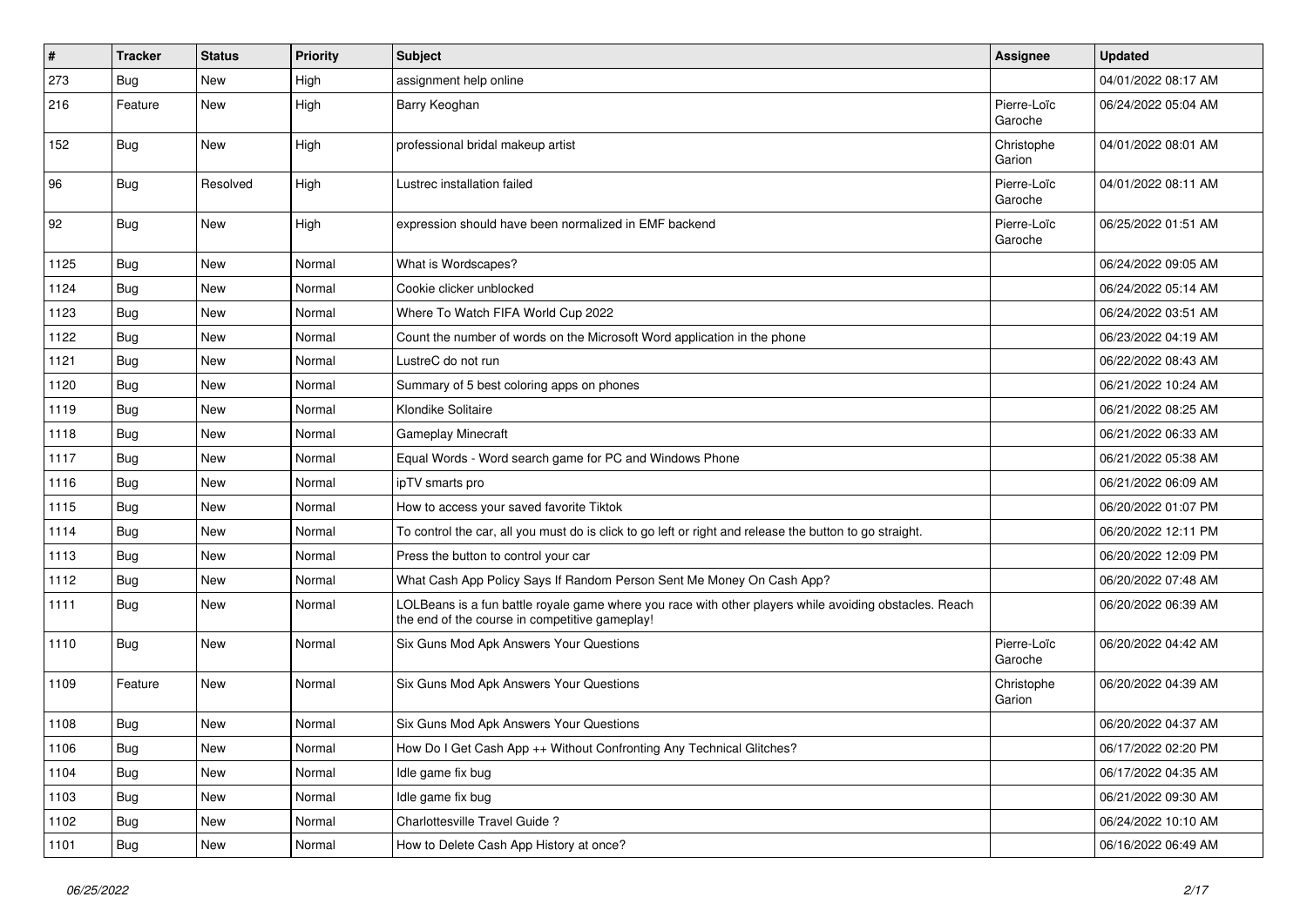| # | Tracker | Status | Priority | Subject | Assignee | Updated |
|---|---|---|---|---|---|---|
| 273 | Bug | New | High | assignment help online | | 04/01/2022 08:17 AM |
| 216 | Feature | New | High | Barry Keoghan | Pierre-Loïc Garoche | 06/24/2022 05:04 AM |
| 152 | Bug | New | High | professional bridal makeup artist | Christophe Garion | 04/01/2022 08:01 AM |
| 96 | Bug | Resolved | High | Lustrec installation failed | Pierre-Loïc Garoche | 04/01/2022 08:11 AM |
| 92 | Bug | New | High | expression should have been normalized in EMF backend | Pierre-Loïc Garoche | 06/25/2022 01:51 AM |
| 1125 | Bug | New | Normal | What is Wordscapes? | | 06/24/2022 09:05 AM |
| 1124 | Bug | New | Normal | Cookie clicker unblocked | | 06/24/2022 05:14 AM |
| 1123 | Bug | New | Normal | Where To Watch FIFA World Cup 2022 | | 06/24/2022 03:51 AM |
| 1122 | Bug | New | Normal | Count the number of words on the Microsoft Word application in the phone | | 06/23/2022 04:19 AM |
| 1121 | Bug | New | Normal | LustreC do not run | | 06/22/2022 08:43 AM |
| 1120 | Bug | New | Normal | Summary of 5 best coloring apps on phones | | 06/21/2022 10:24 AM |
| 1119 | Bug | New | Normal | Klondike Solitaire | | 06/21/2022 08:25 AM |
| 1118 | Bug | New | Normal | Gameplay Minecraft | | 06/21/2022 06:33 AM |
| 1117 | Bug | New | Normal | Equal Words - Word search game for PC and Windows Phone | | 06/21/2022 05:38 AM |
| 1116 | Bug | New | Normal | ipTV smarts pro | | 06/21/2022 06:09 AM |
| 1115 | Bug | New | Normal | How to access your saved favorite Tiktok | | 06/20/2022 01:07 PM |
| 1114 | Bug | New | Normal | To control the car, all you must do is click to go left or right and release the button to go straight. | | 06/20/2022 12:11 PM |
| 1113 | Bug | New | Normal | Press the button to control your car | | 06/20/2022 12:09 PM |
| 1112 | Bug | New | Normal | What Cash App Policy Says If Random Person Sent Me Money On Cash App? | | 06/20/2022 07:48 AM |
| 1111 | Bug | New | Normal | LOLBeans is a fun battle royale game where you race with other players while avoiding obstacles. Reach the end of the course in competitive gameplay! | | 06/20/2022 06:39 AM |
| 1110 | Bug | New | Normal | Six Guns Mod Apk Answers Your Questions | Pierre-Loïc Garoche | 06/20/2022 04:42 AM |
| 1109 | Feature | New | Normal | Six Guns Mod Apk Answers Your Questions | Christophe Garion | 06/20/2022 04:39 AM |
| 1108 | Bug | New | Normal | Six Guns Mod Apk Answers Your Questions | | 06/20/2022 04:37 AM |
| 1106 | Bug | New | Normal | How Do I Get Cash App ++ Without Confronting Any Technical Glitches? | | 06/17/2022 02:20 PM |
| 1104 | Bug | New | Normal | Idle game fix bug | | 06/17/2022 04:35 AM |
| 1103 | Bug | New | Normal | Idle game fix bug | | 06/21/2022 09:30 AM |
| 1102 | Bug | New | Normal | Charlottesville Travel Guide ? | | 06/24/2022 10:10 AM |
| 1101 | Bug | New | Normal | How to Delete Cash App History at once? | | 06/16/2022 06:49 AM |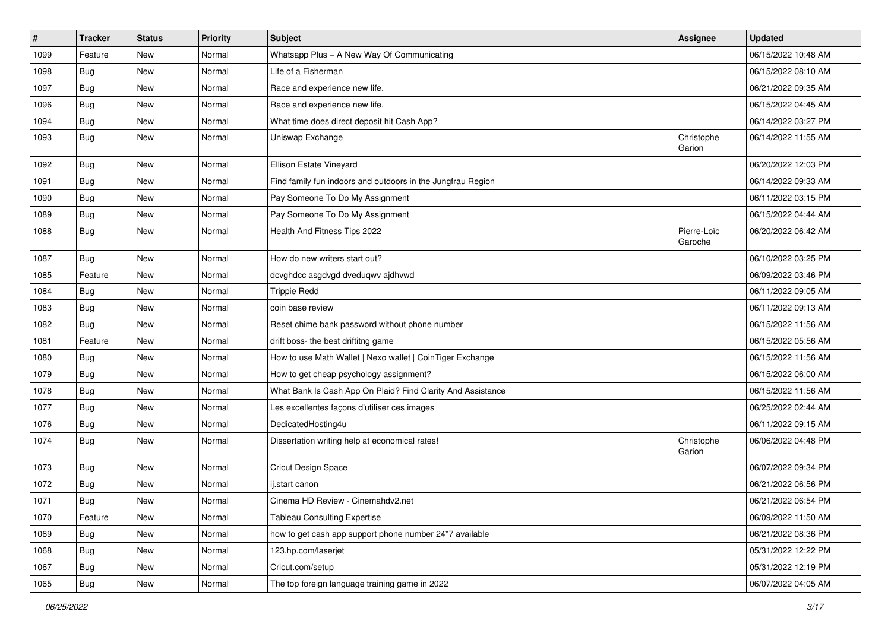| # | Tracker | Status | Priority | Subject | Assignee | Updated |
| --- | --- | --- | --- | --- | --- | --- |
| 1099 | Feature | New | Normal | Whatsapp Plus – A New Way Of Communicating | | 06/15/2022 10:48 AM |
| 1098 | Bug | New | Normal | Life of a Fisherman | | 06/15/2022 08:10 AM |
| 1097 | Bug | New | Normal | Race and experience new life. | | 06/21/2022 09:35 AM |
| 1096 | Bug | New | Normal | Race and experience new life. | | 06/15/2022 04:45 AM |
| 1094 | Bug | New | Normal | What time does direct deposit hit Cash App? | | 06/14/2022 03:27 PM |
| 1093 | Bug | New | Normal | Uniswap Exchange | Christophe Garion | 06/14/2022 11:55 AM |
| 1092 | Bug | New | Normal | Ellison Estate Vineyard | | 06/20/2022 12:03 PM |
| 1091 | Bug | New | Normal | Find family fun indoors and outdoors in the Jungfrau Region | | 06/14/2022 09:33 AM |
| 1090 | Bug | New | Normal | Pay Someone To Do My Assignment | | 06/11/2022 03:15 PM |
| 1089 | Bug | New | Normal | Pay Someone To Do My Assignment | | 06/15/2022 04:44 AM |
| 1088 | Bug | New | Normal | Health And Fitness Tips 2022 | Pierre-Loïc Garoche | 06/20/2022 06:42 AM |
| 1087 | Bug | New | Normal | How do new writers start out? | | 06/10/2022 03:25 PM |
| 1085 | Feature | New | Normal | dcvghdcc asgdvgd dveduqwv ajdhvwd | | 06/09/2022 03:46 PM |
| 1084 | Bug | New | Normal | Trippie Redd | | 06/11/2022 09:05 AM |
| 1083 | Bug | New | Normal | coin base review | | 06/11/2022 09:13 AM |
| 1082 | Bug | New | Normal | Reset chime bank password without phone number | | 06/15/2022 11:56 AM |
| 1081 | Feature | New | Normal | drift boss- the best driftitng game | | 06/15/2022 05:56 AM |
| 1080 | Bug | New | Normal | How to use Math Wallet \| Nexo wallet \| CoinTiger Exchange | | 06/15/2022 11:56 AM |
| 1079 | Bug | New | Normal | How to get cheap psychology assignment? | | 06/15/2022 06:00 AM |
| 1078 | Bug | New | Normal | What Bank Is Cash App On Plaid? Find Clarity And Assistance | | 06/15/2022 11:56 AM |
| 1077 | Bug | New | Normal | Les excellentes façons d'utiliser ces images | | 06/25/2022 02:44 AM |
| 1076 | Bug | New | Normal | DedicatedHosting4u | | 06/11/2022 09:15 AM |
| 1074 | Bug | New | Normal | Dissertation writing help at economical rates! | Christophe Garion | 06/06/2022 04:48 PM |
| 1073 | Bug | New | Normal | Cricut Design Space | | 06/07/2022 09:34 PM |
| 1072 | Bug | New | Normal | ij.start canon | | 06/21/2022 06:56 PM |
| 1071 | Bug | New | Normal | Cinema HD Review - Cinemahdv2.net | | 06/21/2022 06:54 PM |
| 1070 | Feature | New | Normal | Tableau Consulting Expertise | | 06/09/2022 11:50 AM |
| 1069 | Bug | New | Normal | how to get cash app support phone number 24*7 available | | 06/21/2022 08:36 PM |
| 1068 | Bug | New | Normal | 123.hp.com/laserjet | | 05/31/2022 12:22 PM |
| 1067 | Bug | New | Normal | Cricut.com/setup | | 05/31/2022 12:19 PM |
| 1065 | Bug | New | Normal | The top foreign language training game in 2022 | | 06/07/2022 04:05 AM |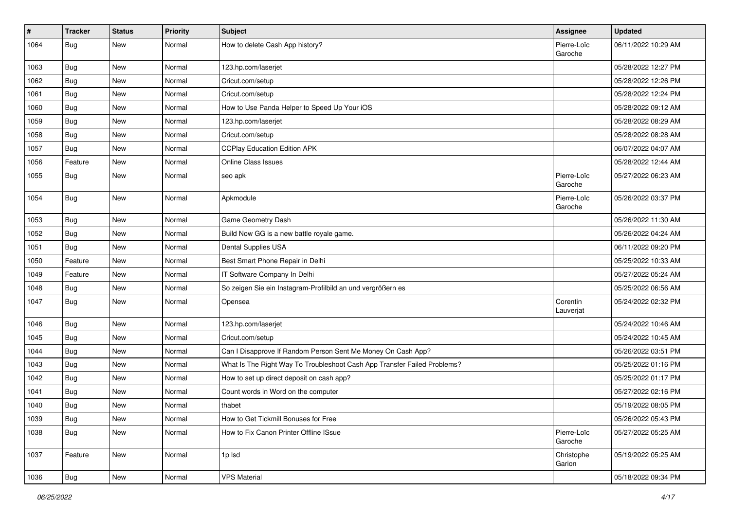| # | Tracker | Status | Priority | Subject | Assignee | Updated |
|---|---|---|---|---|---|---|
| 1064 | Bug | New | Normal | How to delete Cash App history? | Pierre-Loïc Garoche | 06/11/2022 10:29 AM |
| 1063 | Bug | New | Normal | 123.hp.com/laserjet | | 05/28/2022 12:27 PM |
| 1062 | Bug | New | Normal | Cricut.com/setup | | 05/28/2022 12:26 PM |
| 1061 | Bug | New | Normal | Cricut.com/setup | | 05/28/2022 12:24 PM |
| 1060 | Bug | New | Normal | How to Use Panda Helper to Speed Up Your iOS | | 05/28/2022 09:12 AM |
| 1059 | Bug | New | Normal | 123.hp.com/laserjet | | 05/28/2022 08:29 AM |
| 1058 | Bug | New | Normal | Cricut.com/setup | | 05/28/2022 08:28 AM |
| 1057 | Bug | New | Normal | CCPlay Education Edition APK | | 06/07/2022 04:07 AM |
| 1056 | Feature | New | Normal | Online Class Issues | | 05/28/2022 12:44 AM |
| 1055 | Bug | New | Normal | seo apk | Pierre-Loïc Garoche | 05/27/2022 06:23 AM |
| 1054 | Bug | New | Normal | Apkmodule | Pierre-Loïc Garoche | 05/26/2022 03:37 PM |
| 1053 | Bug | New | Normal | Game Geometry Dash | | 05/26/2022 11:30 AM |
| 1052 | Bug | New | Normal | Build Now GG is a new battle royale game. | | 05/26/2022 04:24 AM |
| 1051 | Bug | New | Normal | Dental Supplies USA | | 06/11/2022 09:20 PM |
| 1050 | Feature | New | Normal | Best Smart Phone Repair in Delhi | | 05/25/2022 10:33 AM |
| 1049 | Feature | New | Normal | IT Software Company In Delhi | | 05/27/2022 05:24 AM |
| 1048 | Bug | New | Normal | So zeigen Sie ein Instagram-Profilbild an und vergrößern es | | 05/25/2022 06:56 AM |
| 1047 | Bug | New | Normal | Opensea | Corentin Lauverjat | 05/24/2022 02:32 PM |
| 1046 | Bug | New | Normal | 123.hp.com/laserjet | | 05/24/2022 10:46 AM |
| 1045 | Bug | New | Normal | Cricut.com/setup | | 05/24/2022 10:45 AM |
| 1044 | Bug | New | Normal | Can I Disapprove If Random Person Sent Me Money On Cash App? | | 05/26/2022 03:51 PM |
| 1043 | Bug | New | Normal | What Is The Right Way To Troubleshoot Cash App Transfer Failed Problems? | | 05/25/2022 01:16 PM |
| 1042 | Bug | New | Normal | How to set up direct deposit on cash app? | | 05/25/2022 01:17 PM |
| 1041 | Bug | New | Normal | Count words in Word on the computer | | 05/27/2022 02:16 PM |
| 1040 | Bug | New | Normal | thabet | | 05/19/2022 08:05 PM |
| 1039 | Bug | New | Normal | How to Get Tickmill Bonuses for Free | | 05/26/2022 05:43 PM |
| 1038 | Bug | New | Normal | How to Fix Canon Printer Offline ISsue | Pierre-Loïc Garoche | 05/27/2022 05:25 AM |
| 1037 | Feature | New | Normal | 1p lsd | Christophe Garion | 05/19/2022 05:25 AM |
| 1036 | Bug | New | Normal | VPS Material | | 05/18/2022 09:34 PM |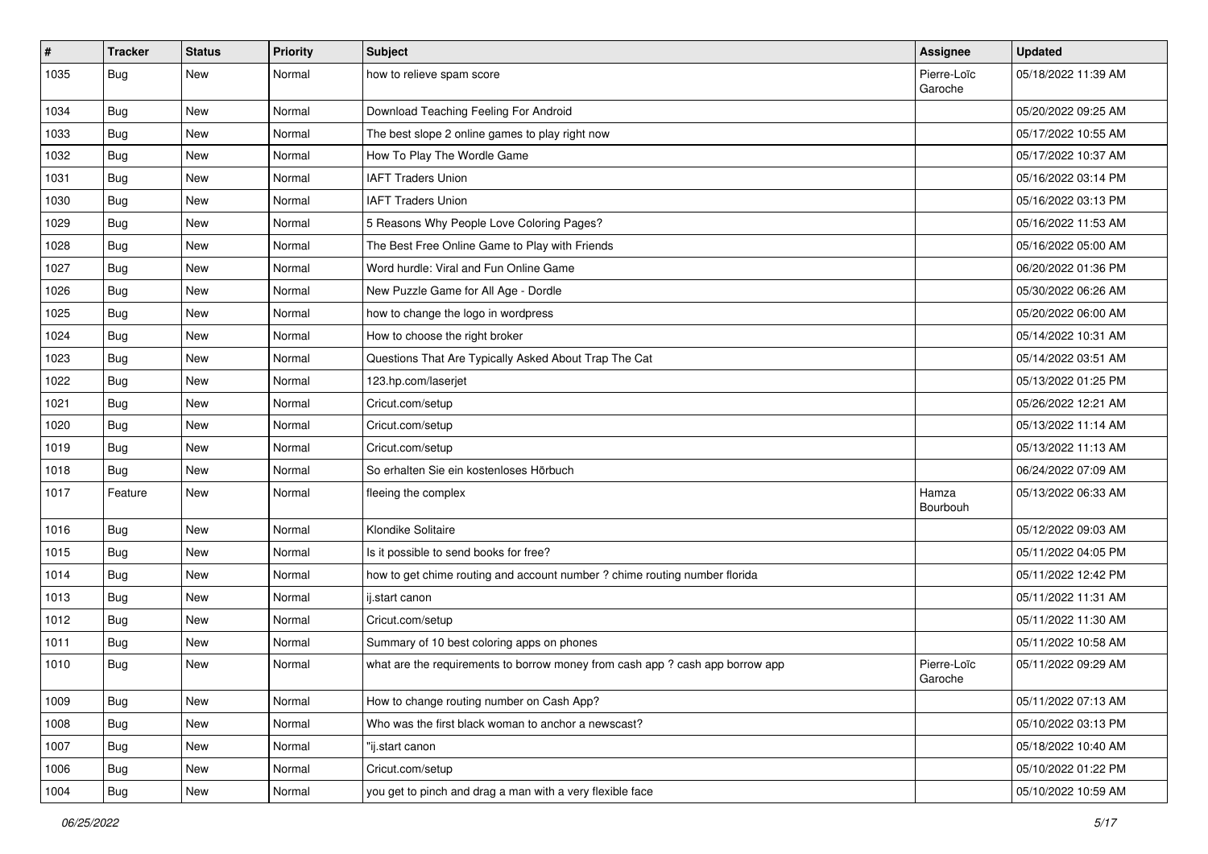| # | Tracker | Status | Priority | Subject | Assignee | Updated |
| --- | --- | --- | --- | --- | --- | --- |
| 1035 | Bug | New | Normal | how to relieve spam score | Pierre-Loïc Garoche | 05/18/2022 11:39 AM |
| 1034 | Bug | New | Normal | Download Teaching Feeling For Android | | 05/20/2022 09:25 AM |
| 1033 | Bug | New | Normal | The best slope 2 online games to play right now | | 05/17/2022 10:55 AM |
| 1032 | Bug | New | Normal | How To Play The Wordle Game | | 05/17/2022 10:37 AM |
| 1031 | Bug | New | Normal | IAFT Traders Union | | 05/16/2022 03:14 PM |
| 1030 | Bug | New | Normal | IAFT Traders Union | | 05/16/2022 03:13 PM |
| 1029 | Bug | New | Normal | 5 Reasons Why People Love Coloring Pages? | | 05/16/2022 11:53 AM |
| 1028 | Bug | New | Normal | The Best Free Online Game to Play with Friends | | 05/16/2022 05:00 AM |
| 1027 | Bug | New | Normal | Word hurdle: Viral and Fun Online Game | | 06/20/2022 01:36 PM |
| 1026 | Bug | New | Normal | New Puzzle Game for All Age - Dordle | | 05/30/2022 06:26 AM |
| 1025 | Bug | New | Normal | how to change the logo in wordpress | | 05/20/2022 06:00 AM |
| 1024 | Bug | New | Normal | How to choose the right broker | | 05/14/2022 10:31 AM |
| 1023 | Bug | New | Normal | Questions That Are Typically Asked About Trap The Cat | | 05/14/2022 03:51 AM |
| 1022 | Bug | New | Normal | 123.hp.com/laserjet | | 05/13/2022 01:25 PM |
| 1021 | Bug | New | Normal | Cricut.com/setup | | 05/26/2022 12:21 AM |
| 1020 | Bug | New | Normal | Cricut.com/setup | | 05/13/2022 11:14 AM |
| 1019 | Bug | New | Normal | Cricut.com/setup | | 05/13/2022 11:13 AM |
| 1018 | Bug | New | Normal | So erhalten Sie ein kostenloses Hörbuch | | 06/24/2022 07:09 AM |
| 1017 | Feature | New | Normal | fleeing the complex | Hamza Bourbouh | 05/13/2022 06:33 AM |
| 1016 | Bug | New | Normal | Klondike Solitaire | | 05/12/2022 09:03 AM |
| 1015 | Bug | New | Normal | Is it possible to send books for free? | | 05/11/2022 04:05 PM |
| 1014 | Bug | New | Normal | how to get chime routing and account number ? chime routing number florida | | 05/11/2022 12:42 PM |
| 1013 | Bug | New | Normal | ij.start canon | | 05/11/2022 11:31 AM |
| 1012 | Bug | New | Normal | Cricut.com/setup | | 05/11/2022 11:30 AM |
| 1011 | Bug | New | Normal | Summary of 10 best coloring apps on phones | | 05/11/2022 10:58 AM |
| 1010 | Bug | New | Normal | what are the requirements to borrow money from cash app ? cash app borrow app | Pierre-Loïc Garoche | 05/11/2022 09:29 AM |
| 1009 | Bug | New | Normal | How to change routing number on Cash App? | | 05/11/2022 07:13 AM |
| 1008 | Bug | New | Normal | Who was the first black woman to anchor a newscast? | | 05/10/2022 03:13 PM |
| 1007 | Bug | New | Normal | "ij.start canon | | 05/18/2022 10:40 AM |
| 1006 | Bug | New | Normal | Cricut.com/setup | | 05/10/2022 01:22 PM |
| 1004 | Bug | New | Normal | you get to pinch and drag a man with a very flexible face | | 05/10/2022 10:59 AM |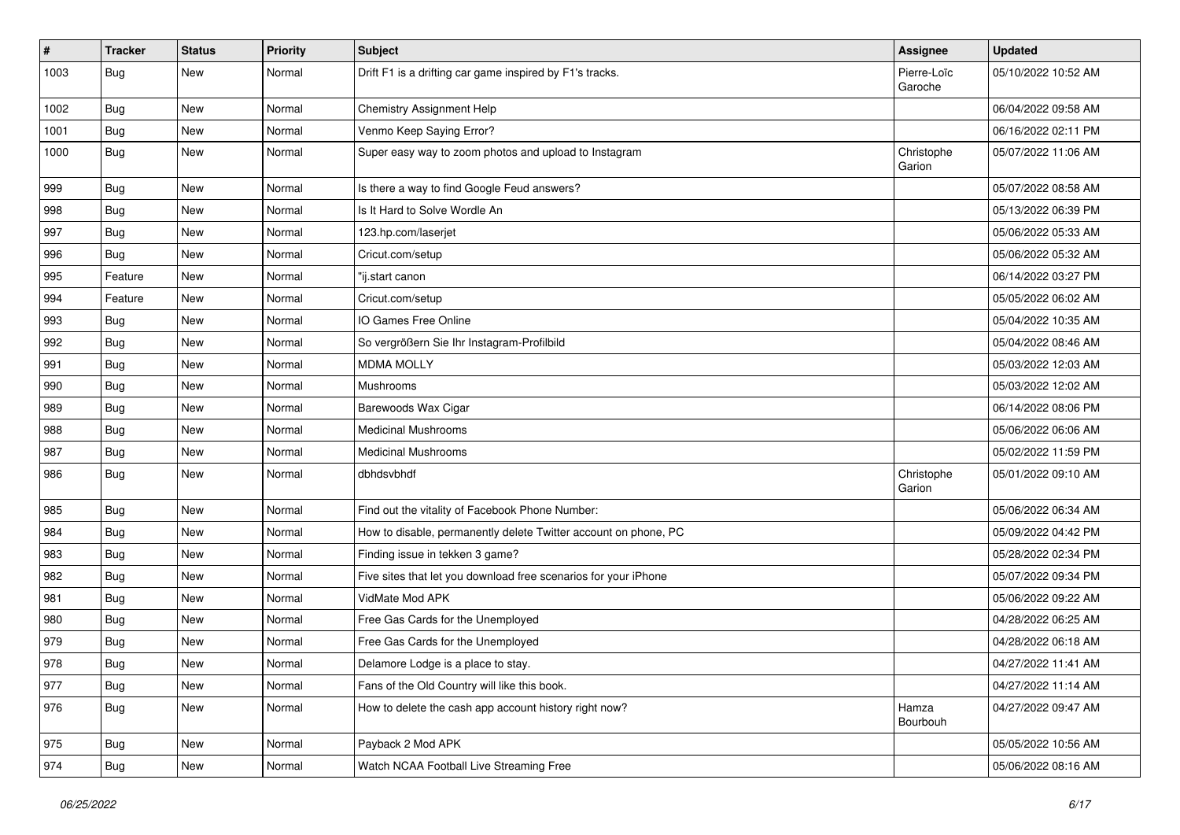| # | Tracker | Status | Priority | Subject | Assignee | Updated |
|---|---|---|---|---|---|---|
| 1003 | Bug | New | Normal | Drift F1 is a drifting car game inspired by F1's tracks. | Pierre-Loïc Garoche | 05/10/2022 10:52 AM |
| 1002 | Bug | New | Normal | Chemistry Assignment Help | | 06/04/2022 09:58 AM |
| 1001 | Bug | New | Normal | Venmo Keep Saying Error? | | 06/16/2022 02:11 PM |
| 1000 | Bug | New | Normal | Super easy way to zoom photos and upload to Instagram | Christophe Garion | 05/07/2022 11:06 AM |
| 999 | Bug | New | Normal | Is there a way to find Google Feud answers? | | 05/07/2022 08:58 AM |
| 998 | Bug | New | Normal | Is It Hard to Solve Wordle An | | 05/13/2022 06:39 PM |
| 997 | Bug | New | Normal | 123.hp.com/laserjet | | 05/06/2022 05:33 AM |
| 996 | Bug | New | Normal | Cricut.com/setup | | 05/06/2022 05:32 AM |
| 995 | Feature | New | Normal | "ij.start canon | | 06/14/2022 03:27 PM |
| 994 | Feature | New | Normal | Cricut.com/setup | | 05/05/2022 06:02 AM |
| 993 | Bug | New | Normal | IO Games Free Online | | 05/04/2022 10:35 AM |
| 992 | Bug | New | Normal | So vergrößern Sie Ihr Instagram-Profilbild | | 05/04/2022 08:46 AM |
| 991 | Bug | New | Normal | MDMA MOLLY | | 05/03/2022 12:03 AM |
| 990 | Bug | New | Normal | Mushrooms | | 05/03/2022 12:02 AM |
| 989 | Bug | New | Normal | Barewoods Wax Cigar | | 06/14/2022 08:06 PM |
| 988 | Bug | New | Normal | Medicinal Mushrooms | | 05/06/2022 06:06 AM |
| 987 | Bug | New | Normal | Medicinal Mushrooms | | 05/02/2022 11:59 PM |
| 986 | Bug | New | Normal | dbhdsvbhdf | Christophe Garion | 05/01/2022 09:10 AM |
| 985 | Bug | New | Normal | Find out the vitality of Facebook Phone Number: | | 05/06/2022 06:34 AM |
| 984 | Bug | New | Normal | How to disable, permanently delete Twitter account on phone, PC | | 05/09/2022 04:42 PM |
| 983 | Bug | New | Normal | Finding issue in tekken 3 game? | | 05/28/2022 02:34 PM |
| 982 | Bug | New | Normal | Five sites that let you download free scenarios for your iPhone | | 05/07/2022 09:34 PM |
| 981 | Bug | New | Normal | VidMate Mod APK | | 05/06/2022 09:22 AM |
| 980 | Bug | New | Normal | Free Gas Cards for the Unemployed | | 04/28/2022 06:25 AM |
| 979 | Bug | New | Normal | Free Gas Cards for the Unemployed | | 04/28/2022 06:18 AM |
| 978 | Bug | New | Normal | Delamore Lodge is a place to stay. | | 04/27/2022 11:41 AM |
| 977 | Bug | New | Normal | Fans of the Old Country will like this book. | | 04/27/2022 11:14 AM |
| 976 | Bug | New | Normal | How to delete the cash app account history right now? | Hamza Bourbouh | 04/27/2022 09:47 AM |
| 975 | Bug | New | Normal | Payback 2 Mod APK | | 05/05/2022 10:56 AM |
| 974 | Bug | New | Normal | Watch NCAA Football Live Streaming Free | | 05/06/2022 08:16 AM |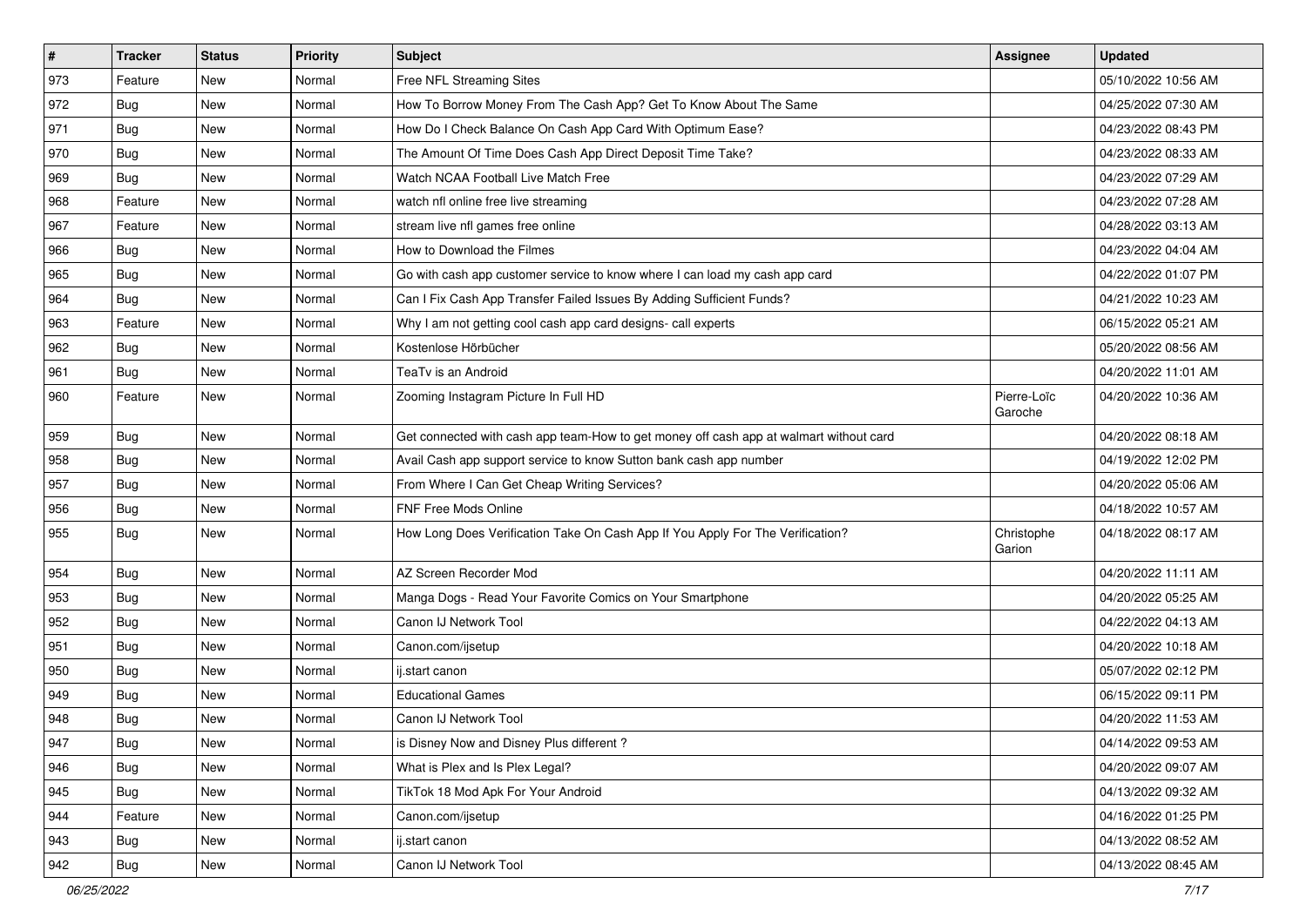| # | Tracker | Status | Priority | Subject | Assignee | Updated |
|---|---|---|---|---|---|---|
| 973 | Feature | New | Normal | Free NFL Streaming Sites | | 05/10/2022 10:56 AM |
| 972 | Bug | New | Normal | How To Borrow Money From The Cash App? Get To Know About The Same | | 04/25/2022 07:30 AM |
| 971 | Bug | New | Normal | How Do I Check Balance On Cash App Card With Optimum Ease? | | 04/23/2022 08:43 PM |
| 970 | Bug | New | Normal | The Amount Of Time Does Cash App Direct Deposit Time Take? | | 04/23/2022 08:33 AM |
| 969 | Bug | New | Normal | Watch NCAA Football Live Match Free | | 04/23/2022 07:29 AM |
| 968 | Feature | New | Normal | watch nfl online free live streaming | | 04/23/2022 07:28 AM |
| 967 | Feature | New | Normal | stream live nfl games free online | | 04/28/2022 03:13 AM |
| 966 | Bug | New | Normal | How to Download the Filmes | | 04/23/2022 04:04 AM |
| 965 | Bug | New | Normal | Go with cash app customer service to know where I can load my cash app card | | 04/22/2022 01:07 PM |
| 964 | Bug | New | Normal | Can I Fix Cash App Transfer Failed Issues By Adding Sufficient Funds? | | 04/21/2022 10:23 AM |
| 963 | Feature | New | Normal | Why I am not getting cool cash app card designs- call experts | | 06/15/2022 05:21 AM |
| 962 | Bug | New | Normal | Kostenlose Hörbücher | | 05/20/2022 08:56 AM |
| 961 | Bug | New | Normal | TeaTv is an Android | | 04/20/2022 11:01 AM |
| 960 | Feature | New | Normal | Zooming Instagram Picture In Full HD | Pierre-Loïc Garoche | 04/20/2022 10:36 AM |
| 959 | Bug | New | Normal | Get connected with cash app team-How to get money off cash app at walmart without card | | 04/20/2022 08:18 AM |
| 958 | Bug | New | Normal | Avail Cash app support service to know Sutton bank cash app number | | 04/19/2022 12:02 PM |
| 957 | Bug | New | Normal | From Where I Can Get Cheap Writing Services? | | 04/20/2022 05:06 AM |
| 956 | Bug | New | Normal | FNF Free Mods Online | | 04/18/2022 10:57 AM |
| 955 | Bug | New | Normal | How Long Does Verification Take On Cash App If You Apply For The Verification? | Christophe Garion | 04/18/2022 08:17 AM |
| 954 | Bug | New | Normal | AZ Screen Recorder Mod | | 04/20/2022 11:11 AM |
| 953 | Bug | New | Normal | Manga Dogs - Read Your Favorite Comics on Your Smartphone | | 04/20/2022 05:25 AM |
| 952 | Bug | New | Normal | Canon IJ Network Tool | | 04/22/2022 04:13 AM |
| 951 | Bug | New | Normal | Canon.com/ijsetup | | 04/20/2022 10:18 AM |
| 950 | Bug | New | Normal | ij.start canon | | 05/07/2022 02:12 PM |
| 949 | Bug | New | Normal | Educational Games | | 06/15/2022 09:11 PM |
| 948 | Bug | New | Normal | Canon IJ Network Tool | | 04/20/2022 11:53 AM |
| 947 | Bug | New | Normal | is Disney Now and Disney Plus different ? | | 04/14/2022 09:53 AM |
| 946 | Bug | New | Normal | What is Plex and Is Plex Legal? | | 04/20/2022 09:07 AM |
| 945 | Bug | New | Normal | TikTok 18 Mod Apk For Your Android | | 04/13/2022 09:32 AM |
| 944 | Feature | New | Normal | Canon.com/ijsetup | | 04/16/2022 01:25 PM |
| 943 | Bug | New | Normal | ij.start canon | | 04/13/2022 08:52 AM |
| 942 | Bug | New | Normal | Canon IJ Network Tool | | 04/13/2022 08:45 AM |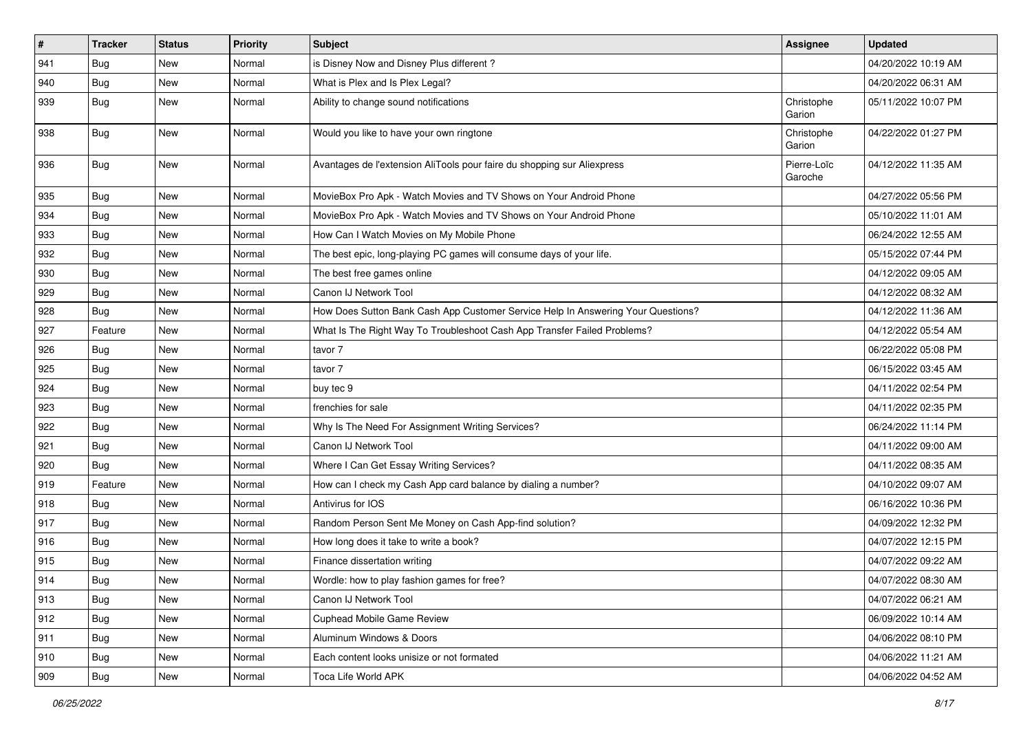| # | Tracker | Status | Priority | Subject | Assignee | Updated |
|---|---|---|---|---|---|---|
| 941 | Bug | New | Normal | is Disney Now and Disney Plus different ? | | 04/20/2022 10:19 AM |
| 940 | Bug | New | Normal | What is Plex and Is Plex Legal? | | 04/20/2022 06:31 AM |
| 939 | Bug | New | Normal | Ability to change sound notifications | Christophe Garion | 05/11/2022 10:07 PM |
| 938 | Bug | New | Normal | Would you like to have your own ringtone | Christophe Garion | 04/22/2022 01:27 PM |
| 936 | Bug | New | Normal | Avantages de l'extension AliTools pour faire du shopping sur Aliexpress | Pierre-Loïc Garoche | 04/12/2022 11:35 AM |
| 935 | Bug | New | Normal | MovieBox Pro Apk - Watch Movies and TV Shows on Your Android Phone | | 04/27/2022 05:56 PM |
| 934 | Bug | New | Normal | MovieBox Pro Apk - Watch Movies and TV Shows on Your Android Phone | | 05/10/2022 11:01 AM |
| 933 | Bug | New | Normal | How Can I Watch Movies on My Mobile Phone | | 06/24/2022 12:55 AM |
| 932 | Bug | New | Normal | The best epic, long-playing PC games will consume days of your life. | | 05/15/2022 07:44 PM |
| 930 | Bug | New | Normal | The best free games online | | 04/12/2022 09:05 AM |
| 929 | Bug | New | Normal | Canon IJ Network Tool | | 04/12/2022 08:32 AM |
| 928 | Bug | New | Normal | How Does Sutton Bank Cash App Customer Service Help In Answering Your Questions? | | 04/12/2022 11:36 AM |
| 927 | Feature | New | Normal | What Is The Right Way To Troubleshoot Cash App Transfer Failed Problems? | | 04/12/2022 05:54 AM |
| 926 | Bug | New | Normal | tavor 7 | | 06/22/2022 05:08 PM |
| 925 | Bug | New | Normal | tavor 7 | | 06/15/2022 03:45 AM |
| 924 | Bug | New | Normal | buy tec 9 | | 04/11/2022 02:54 PM |
| 923 | Bug | New | Normal | frenchies for sale | | 04/11/2022 02:35 PM |
| 922 | Bug | New | Normal | Why Is The Need For Assignment Writing Services? | | 06/24/2022 11:14 PM |
| 921 | Bug | New | Normal | Canon IJ Network Tool | | 04/11/2022 09:00 AM |
| 920 | Bug | New | Normal | Where I Can Get Essay Writing Services? | | 04/11/2022 08:35 AM |
| 919 | Feature | New | Normal | How can I check my Cash App card balance by dialing a number? | | 04/10/2022 09:07 AM |
| 918 | Bug | New | Normal | Antivirus for IOS | | 06/16/2022 10:36 PM |
| 917 | Bug | New | Normal | Random Person Sent Me Money on Cash App-find solution? | | 04/09/2022 12:32 PM |
| 916 | Bug | New | Normal | How long does it take to write a book? | | 04/07/2022 12:15 PM |
| 915 | Bug | New | Normal | Finance dissertation writing | | 04/07/2022 09:22 AM |
| 914 | Bug | New | Normal | Wordle: how to play fashion games for free? | | 04/07/2022 08:30 AM |
| 913 | Bug | New | Normal | Canon IJ Network Tool | | 04/07/2022 06:21 AM |
| 912 | Bug | New | Normal | Cuphead Mobile Game Review | | 06/09/2022 10:14 AM |
| 911 | Bug | New | Normal | Aluminum Windows & Doors | | 04/06/2022 08:10 PM |
| 910 | Bug | New | Normal | Each content looks unisize or not formated | | 04/06/2022 11:21 AM |
| 909 | Bug | New | Normal | Toca Life World APK | | 04/06/2022 04:52 AM |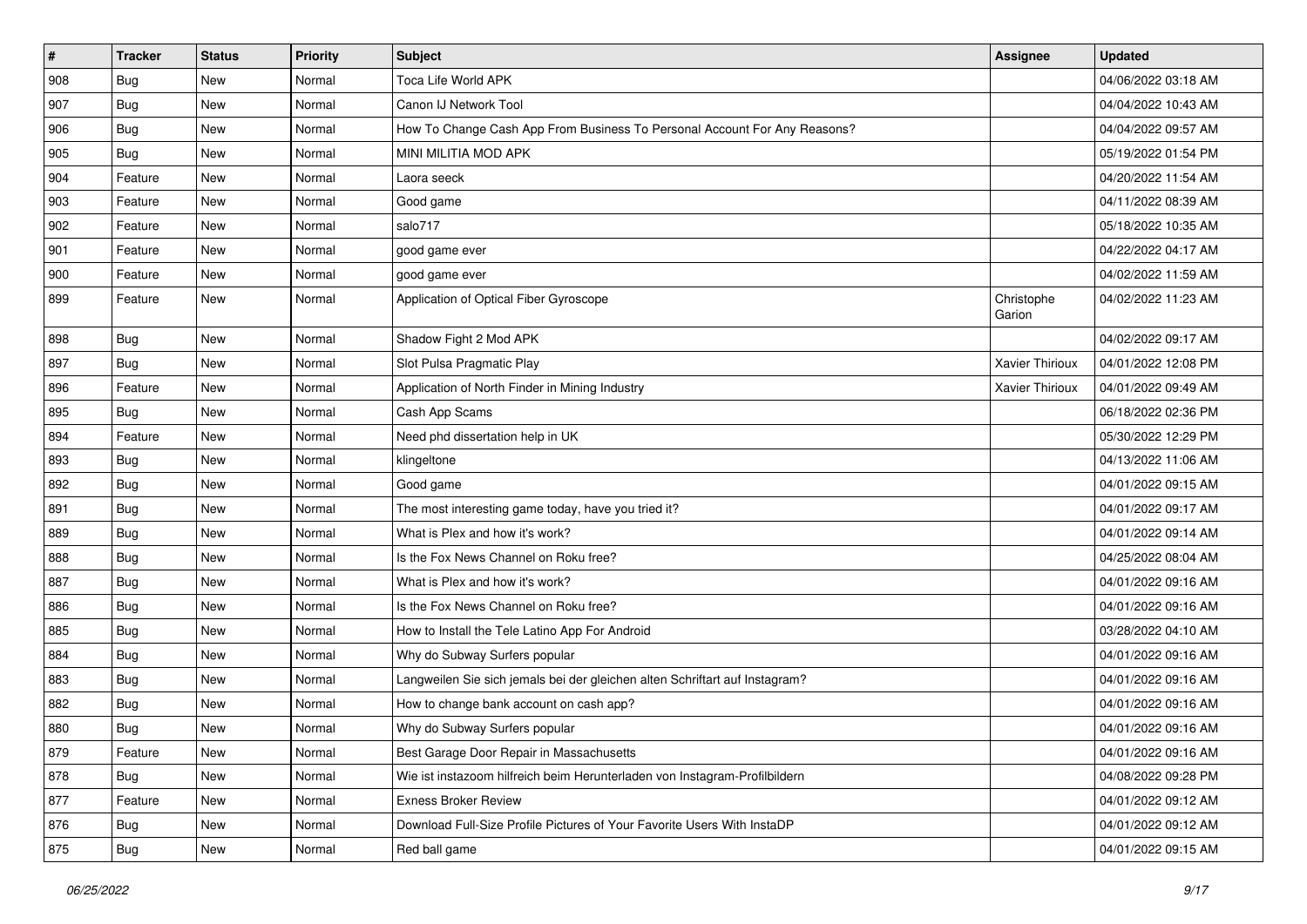| # | Tracker | Status | Priority | Subject | Assignee | Updated |
|---|---|---|---|---|---|---|
| 908 | Bug | New | Normal | Toca Life World APK | | 04/06/2022 03:18 AM |
| 907 | Bug | New | Normal | Canon IJ Network Tool | | 04/04/2022 10:43 AM |
| 906 | Bug | New | Normal | How To Change Cash App From Business To Personal Account For Any Reasons? | | 04/04/2022 09:57 AM |
| 905 | Bug | New | Normal | MINI MILITIA MOD APK | | 05/19/2022 01:54 PM |
| 904 | Feature | New | Normal | Laora seeck | | 04/20/2022 11:54 AM |
| 903 | Feature | New | Normal | Good game | | 04/11/2022 08:39 AM |
| 902 | Feature | New | Normal | salo717 | | 05/18/2022 10:35 AM |
| 901 | Feature | New | Normal | good game ever | | 04/22/2022 04:17 AM |
| 900 | Feature | New | Normal | good game ever | | 04/02/2022 11:59 AM |
| 899 | Feature | New | Normal | Application of Optical Fiber Gyroscope | Christophe Garion | 04/02/2022 11:23 AM |
| 898 | Bug | New | Normal | Shadow Fight 2 Mod APK | | 04/02/2022 09:17 AM |
| 897 | Bug | New | Normal | Slot Pulsa Pragmatic Play | Xavier Thirioux | 04/01/2022 12:08 PM |
| 896 | Feature | New | Normal | Application of North Finder in Mining Industry | Xavier Thirioux | 04/01/2022 09:49 AM |
| 895 | Bug | New | Normal | Cash App Scams | | 06/18/2022 02:36 PM |
| 894 | Feature | New | Normal | Need phd dissertation help in UK | | 05/30/2022 12:29 PM |
| 893 | Bug | New | Normal | klingeltone | | 04/13/2022 11:06 AM |
| 892 | Bug | New | Normal | Good game | | 04/01/2022 09:15 AM |
| 891 | Bug | New | Normal | The most interesting game today, have you tried it? | | 04/01/2022 09:17 AM |
| 889 | Bug | New | Normal | What is Plex and how it's work? | | 04/01/2022 09:14 AM |
| 888 | Bug | New | Normal | Is the Fox News Channel on Roku free? | | 04/25/2022 08:04 AM |
| 887 | Bug | New | Normal | What is Plex and how it's work? | | 04/01/2022 09:16 AM |
| 886 | Bug | New | Normal | Is the Fox News Channel on Roku free? | | 04/01/2022 09:16 AM |
| 885 | Bug | New | Normal | How to Install the Tele Latino App For Android | | 03/28/2022 04:10 AM |
| 884 | Bug | New | Normal | Why do Subway Surfers popular | | 04/01/2022 09:16 AM |
| 883 | Bug | New | Normal | Langweilen Sie sich jemals bei der gleichen alten Schriftart auf Instagram? | | 04/01/2022 09:16 AM |
| 882 | Bug | New | Normal | How to change bank account on cash app? | | 04/01/2022 09:16 AM |
| 880 | Bug | New | Normal | Why do Subway Surfers popular | | 04/01/2022 09:16 AM |
| 879 | Feature | New | Normal | Best Garage Door Repair in Massachusetts | | 04/01/2022 09:16 AM |
| 878 | Bug | New | Normal | Wie ist instazoom hilfreich beim Herunterladen von Instagram-Profilbildern | | 04/08/2022 09:28 PM |
| 877 | Feature | New | Normal | Exness Broker Review | | 04/01/2022 09:12 AM |
| 876 | Bug | New | Normal | Download Full-Size Profile Pictures of Your Favorite Users With InstaDP | | 04/01/2022 09:12 AM |
| 875 | Bug | New | Normal | Red ball game | | 04/01/2022 09:15 AM |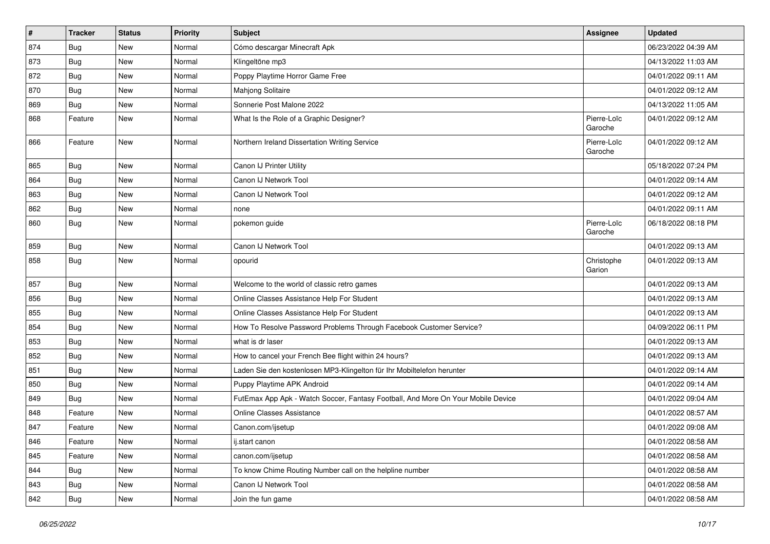| # | Tracker | Status | Priority | Subject | Assignee | Updated |
| --- | --- | --- | --- | --- | --- | --- |
| 874 | Bug | New | Normal | Cómo descargar Minecraft Apk | | 06/23/2022 04:39 AM |
| 873 | Bug | New | Normal | Klingeltöne mp3 | | 04/13/2022 11:03 AM |
| 872 | Bug | New | Normal | Poppy Playtime Horror Game Free | | 04/01/2022 09:11 AM |
| 870 | Bug | New | Normal | Mahjong Solitaire | | 04/01/2022 09:12 AM |
| 869 | Bug | New | Normal | Sonnerie Post Malone 2022 | | 04/13/2022 11:05 AM |
| 868 | Feature | New | Normal | What Is the Role of a Graphic Designer? | Pierre-Loïc Garoche | 04/01/2022 09:12 AM |
| 866 | Feature | New | Normal | Northern Ireland Dissertation Writing Service | Pierre-Loïc Garoche | 04/01/2022 09:12 AM |
| 865 | Bug | New | Normal | Canon IJ Printer Utility | | 05/18/2022 07:24 PM |
| 864 | Bug | New | Normal | Canon IJ Network Tool | | 04/01/2022 09:14 AM |
| 863 | Bug | New | Normal | Canon IJ Network Tool | | 04/01/2022 09:12 AM |
| 862 | Bug | New | Normal | none | | 04/01/2022 09:11 AM |
| 860 | Bug | New | Normal | pokemon guide | Pierre-Loïc Garoche | 06/18/2022 08:18 PM |
| 859 | Bug | New | Normal | Canon IJ Network Tool | | 04/01/2022 09:13 AM |
| 858 | Bug | New | Normal | opourid | Christophe Garion | 04/01/2022 09:13 AM |
| 857 | Bug | New | Normal | Welcome to the world of classic retro games | | 04/01/2022 09:13 AM |
| 856 | Bug | New | Normal | Online Classes Assistance Help For Student | | 04/01/2022 09:13 AM |
| 855 | Bug | New | Normal | Online Classes Assistance Help For Student | | 04/01/2022 09:13 AM |
| 854 | Bug | New | Normal | How To Resolve Password Problems Through Facebook Customer Service? | | 04/09/2022 06:11 PM |
| 853 | Bug | New | Normal | what is dr laser | | 04/01/2022 09:13 AM |
| 852 | Bug | New | Normal | How to cancel your French Bee flight within 24 hours? | | 04/01/2022 09:13 AM |
| 851 | Bug | New | Normal | Laden Sie den kostenlosen MP3-Klingelton für Ihr Mobiltelefon herunter | | 04/01/2022 09:14 AM |
| 850 | Bug | New | Normal | Puppy Playtime APK Android | | 04/01/2022 09:14 AM |
| 849 | Bug | New | Normal | FutEmax App Apk - Watch Soccer, Fantasy Football, And More On Your Mobile Device | | 04/01/2022 09:04 AM |
| 848 | Feature | New | Normal | Online Classes Assistance | | 04/01/2022 08:57 AM |
| 847 | Feature | New | Normal | Canon.com/ijsetup | | 04/01/2022 09:08 AM |
| 846 | Feature | New | Normal | ij.start canon | | 04/01/2022 08:58 AM |
| 845 | Feature | New | Normal | canon.com/ijsetup | | 04/01/2022 08:58 AM |
| 844 | Bug | New | Normal | To know Chime Routing Number call on the helpline number | | 04/01/2022 08:58 AM |
| 843 | Bug | New | Normal | Canon IJ Network Tool | | 04/01/2022 08:58 AM |
| 842 | Bug | New | Normal | Join the fun game | | 04/01/2022 08:58 AM |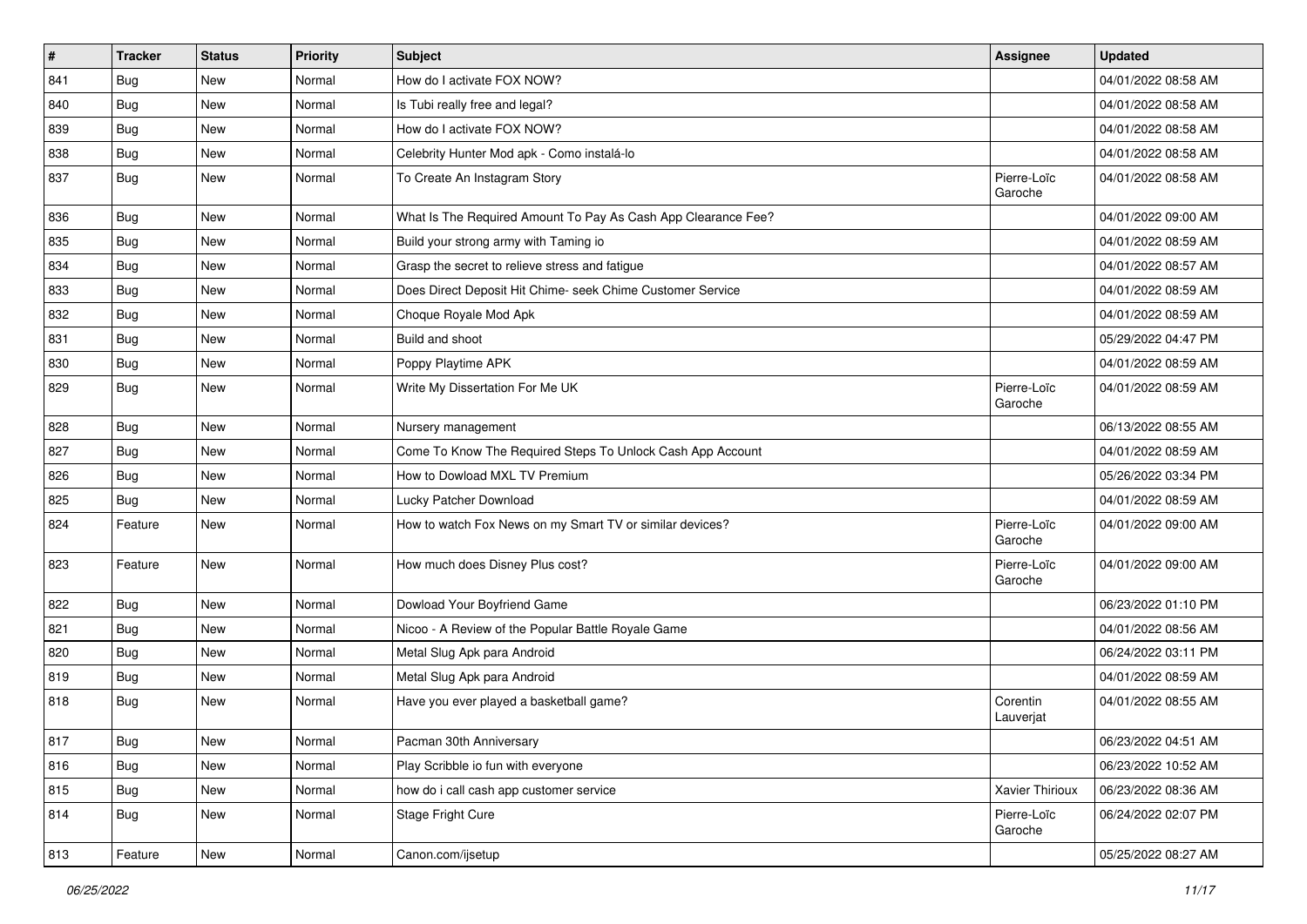| # | Tracker | Status | Priority | Subject | Assignee | Updated |
|---|---|---|---|---|---|---|
| 841 | Bug | New | Normal | How do I activate FOX NOW? | | 04/01/2022 08:58 AM |
| 840 | Bug | New | Normal | Is Tubi really free and legal? | | 04/01/2022 08:58 AM |
| 839 | Bug | New | Normal | How do I activate FOX NOW? | | 04/01/2022 08:58 AM |
| 838 | Bug | New | Normal | Celebrity Hunter Mod apk - Como instalá-lo | | 04/01/2022 08:58 AM |
| 837 | Bug | New | Normal | To Create An Instagram Story | Pierre-Loïc Garoche | 04/01/2022 08:58 AM |
| 836 | Bug | New | Normal | What Is The Required Amount To Pay As Cash App Clearance Fee? | | 04/01/2022 09:00 AM |
| 835 | Bug | New | Normal | Build your strong army with Taming io | | 04/01/2022 08:59 AM |
| 834 | Bug | New | Normal | Grasp the secret to relieve stress and fatigue | | 04/01/2022 08:57 AM |
| 833 | Bug | New | Normal | Does Direct Deposit Hit Chime- seek Chime Customer Service | | 04/01/2022 08:59 AM |
| 832 | Bug | New | Normal | Choque Royale Mod Apk | | 04/01/2022 08:59 AM |
| 831 | Bug | New | Normal | Build and shoot | | 05/29/2022 04:47 PM |
| 830 | Bug | New | Normal | Poppy Playtime APK | | 04/01/2022 08:59 AM |
| 829 | Bug | New | Normal | Write My Dissertation For Me UK | Pierre-Loïc Garoche | 04/01/2022 08:59 AM |
| 828 | Bug | New | Normal | Nursery management | | 06/13/2022 08:55 AM |
| 827 | Bug | New | Normal | Come To Know The Required Steps To Unlock Cash App Account | | 04/01/2022 08:59 AM |
| 826 | Bug | New | Normal | How to Dowload MXL TV Premium | | 05/26/2022 03:34 PM |
| 825 | Bug | New | Normal | Lucky Patcher Download | | 04/01/2022 08:59 AM |
| 824 | Feature | New | Normal | How to watch Fox News on my Smart TV or similar devices? | Pierre-Loïc Garoche | 04/01/2022 09:00 AM |
| 823 | Feature | New | Normal | How much does Disney Plus cost? | Pierre-Loïc Garoche | 04/01/2022 09:00 AM |
| 822 | Bug | New | Normal | Dowload Your Boyfriend Game | | 06/23/2022 01:10 PM |
| 821 | Bug | New | Normal | Nicoo - A Review of the Popular Battle Royale Game | | 04/01/2022 08:56 AM |
| 820 | Bug | New | Normal | Metal Slug Apk para Android | | 06/24/2022 03:11 PM |
| 819 | Bug | New | Normal | Metal Slug Apk para Android | | 04/01/2022 08:59 AM |
| 818 | Bug | New | Normal | Have you ever played a basketball game? | Corentin Lauverjat | 04/01/2022 08:55 AM |
| 817 | Bug | New | Normal | Pacman 30th Anniversary | | 06/23/2022 04:51 AM |
| 816 | Bug | New | Normal | Play Scribble io fun with everyone | | 06/23/2022 10:52 AM |
| 815 | Bug | New | Normal | how do i call cash app customer service | Xavier Thirioux | 06/23/2022 08:36 AM |
| 814 | Bug | New | Normal | Stage Fright Cure | Pierre-Loïc Garoche | 06/24/2022 02:07 PM |
| 813 | Feature | New | Normal | Canon.com/ijsetup | | 05/25/2022 08:27 AM |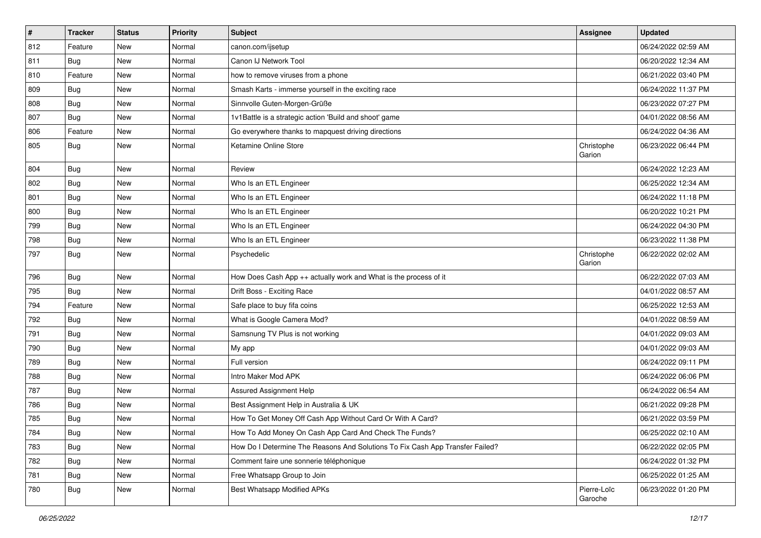| # | Tracker | Status | Priority | Subject | Assignee | Updated |
|---|---|---|---|---|---|---|
| 812 | Feature | New | Normal | canon.com/ijsetup | | 06/24/2022 02:59 AM |
| 811 | Bug | New | Normal | Canon IJ Network Tool | | 06/20/2022 12:34 AM |
| 810 | Feature | New | Normal | how to remove viruses from a phone | | 06/21/2022 03:40 PM |
| 809 | Bug | New | Normal | Smash Karts - immerse yourself in the exciting race | | 06/24/2022 11:37 PM |
| 808 | Bug | New | Normal | Sinnvolle Guten-Morgen-Grüße | | 06/23/2022 07:27 PM |
| 807 | Bug | New | Normal | 1v1Battle is a strategic action 'Build and shoot' game | | 04/01/2022 08:56 AM |
| 806 | Feature | New | Normal | Go everywhere thanks to mapquest driving directions | | 06/24/2022 04:36 AM |
| 805 | Bug | New | Normal | Ketamine Online Store | Christophe Garion | 06/23/2022 06:44 PM |
| 804 | Bug | New | Normal | Review | | 06/24/2022 12:23 AM |
| 802 | Bug | New | Normal | Who Is an ETL Engineer | | 06/25/2022 12:34 AM |
| 801 | Bug | New | Normal | Who Is an ETL Engineer | | 06/24/2022 11:18 PM |
| 800 | Bug | New | Normal | Who Is an ETL Engineer | | 06/20/2022 10:21 PM |
| 799 | Bug | New | Normal | Who Is an ETL Engineer | | 06/24/2022 04:30 PM |
| 798 | Bug | New | Normal | Who Is an ETL Engineer | | 06/23/2022 11:38 PM |
| 797 | Bug | New | Normal | Psychedelic | Christophe Garion | 06/22/2022 02:02 AM |
| 796 | Bug | New | Normal | How Does Cash App ++ actually work and What is the process of it | | 06/22/2022 07:03 AM |
| 795 | Bug | New | Normal | Drift Boss - Exciting Race | | 04/01/2022 08:57 AM |
| 794 | Feature | New | Normal | Safe place to buy fifa coins | | 06/25/2022 12:53 AM |
| 792 | Bug | New | Normal | What is Google Camera Mod? | | 04/01/2022 08:59 AM |
| 791 | Bug | New | Normal | Samsnung TV Plus is not working | | 04/01/2022 09:03 AM |
| 790 | Bug | New | Normal | My app | | 04/01/2022 09:03 AM |
| 789 | Bug | New | Normal | Full version | | 06/24/2022 09:11 PM |
| 788 | Bug | New | Normal | Intro Maker Mod APK | | 06/24/2022 06:06 PM |
| 787 | Bug | New | Normal | Assured Assignment Help | | 06/24/2022 06:54 AM |
| 786 | Bug | New | Normal | Best Assignment Help in Australia & UK | | 06/21/2022 09:28 PM |
| 785 | Bug | New | Normal | How To Get Money Off Cash App Without Card Or With A Card? | | 06/21/2022 03:59 PM |
| 784 | Bug | New | Normal | How To Add Money On Cash App Card And Check The Funds? | | 06/25/2022 02:10 AM |
| 783 | Bug | New | Normal | How Do I Determine The Reasons And Solutions To Fix Cash App Transfer Failed? | | 06/22/2022 02:05 PM |
| 782 | Bug | New | Normal | Comment faire une sonnerie téléphonique | | 06/24/2022 01:32 PM |
| 781 | Bug | New | Normal | Free Whatsapp Group to Join | | 06/25/2022 01:25 AM |
| 780 | Bug | New | Normal | Best Whatsapp Modified APKs | Pierre-Loïc Garoche | 06/23/2022 01:20 PM |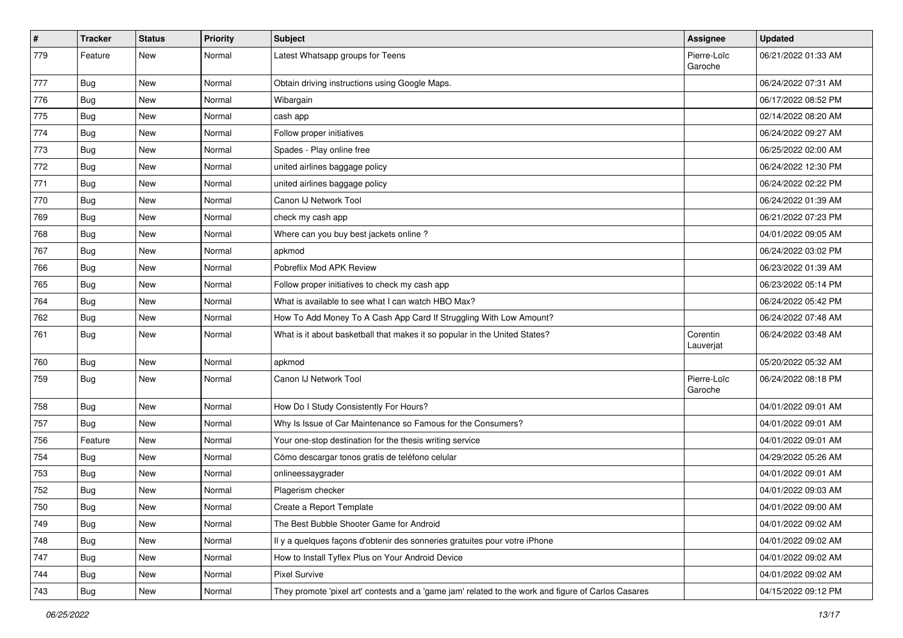| # | Tracker | Status | Priority | Subject | Assignee | Updated |
|---|---|---|---|---|---|---|
| 779 | Feature | New | Normal | Latest Whatsapp groups for Teens | Pierre-Loïc Garoche | 06/21/2022 01:33 AM |
| 777 | Bug | New | Normal | Obtain driving instructions using Google Maps. | | 06/24/2022 07:31 AM |
| 776 | Bug | New | Normal | Wibargain | | 06/17/2022 08:52 PM |
| 775 | Bug | New | Normal | cash app | | 02/14/2022 08:20 AM |
| 774 | Bug | New | Normal | Follow proper initiatives | | 06/24/2022 09:27 AM |
| 773 | Bug | New | Normal | Spades - Play online free | | 06/25/2022 02:00 AM |
| 772 | Bug | New | Normal | united airlines baggage policy | | 06/24/2022 12:30 PM |
| 771 | Bug | New | Normal | united airlines baggage policy | | 06/24/2022 02:22 PM |
| 770 | Bug | New | Normal | Canon IJ Network Tool | | 06/24/2022 01:39 AM |
| 769 | Bug | New | Normal | check my cash app | | 06/21/2022 07:23 PM |
| 768 | Bug | New | Normal | Where can you buy best jackets online ? | | 04/01/2022 09:05 AM |
| 767 | Bug | New | Normal | apkmod | | 06/24/2022 03:02 PM |
| 766 | Bug | New | Normal | Pobreflix Mod APK Review | | 06/23/2022 01:39 AM |
| 765 | Bug | New | Normal | Follow proper initiatives to check my cash app | | 06/23/2022 05:14 PM |
| 764 | Bug | New | Normal | What is available to see what I can watch HBO Max? | | 06/24/2022 05:42 PM |
| 762 | Bug | New | Normal | How To Add Money To A Cash App Card If Struggling With Low Amount? | | 06/24/2022 07:48 AM |
| 761 | Bug | New | Normal | What is it about basketball that makes it so popular in the United States? | Corentin Lauverjat | 06/24/2022 03:48 AM |
| 760 | Bug | New | Normal | apkmod | | 05/20/2022 05:32 AM |
| 759 | Bug | New | Normal | Canon IJ Network Tool | Pierre-Loïc Garoche | 06/24/2022 08:18 PM |
| 758 | Bug | New | Normal | How Do I Study Consistently For Hours? | | 04/01/2022 09:01 AM |
| 757 | Bug | New | Normal | Why Is Issue of Car Maintenance so Famous for the Consumers? | | 04/01/2022 09:01 AM |
| 756 | Feature | New | Normal | Your one-stop destination for the thesis writing service | | 04/01/2022 09:01 AM |
| 754 | Bug | New | Normal | Cómo descargar tonos gratis de teléfono celular | | 04/29/2022 05:26 AM |
| 753 | Bug | New | Normal | onlineessaygrader | | 04/01/2022 09:01 AM |
| 752 | Bug | New | Normal | Plagerism checker | | 04/01/2022 09:03 AM |
| 750 | Bug | New | Normal | Create a Report Template | | 04/01/2022 09:00 AM |
| 749 | Bug | New | Normal | The Best Bubble Shooter Game for Android | | 04/01/2022 09:02 AM |
| 748 | Bug | New | Normal | Il y a quelques façons d'obtenir des sonneries gratuites pour votre iPhone | | 04/01/2022 09:02 AM |
| 747 | Bug | New | Normal | How to Install Tyflex Plus on Your Android Device | | 04/01/2022 09:02 AM |
| 744 | Bug | New | Normal | Pixel Survive | | 04/01/2022 09:02 AM |
| 743 | Bug | New | Normal | They promote 'pixel art' contests and a 'game jam' related to the work and figure of Carlos Casares | | 04/15/2022 09:12 PM |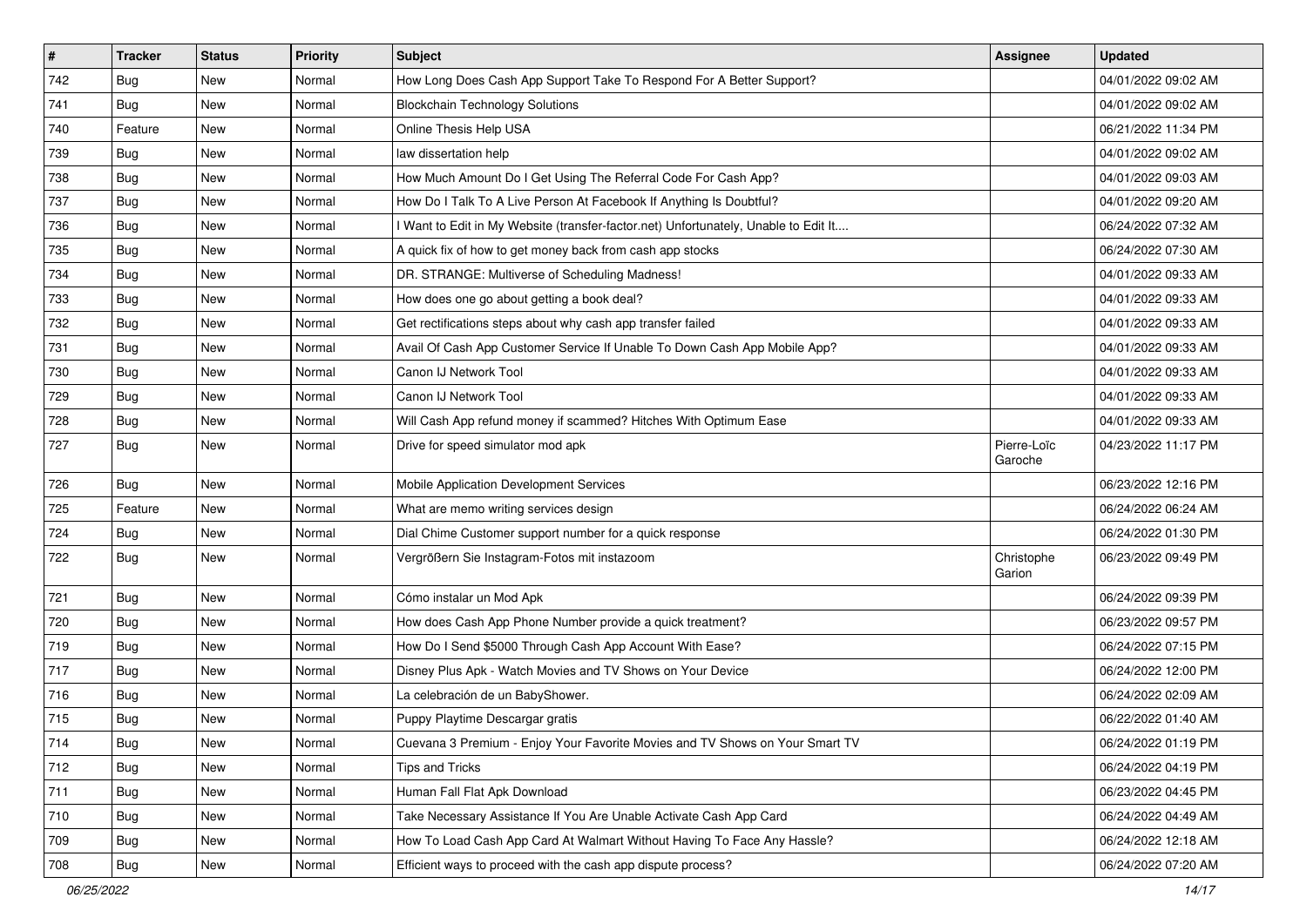| # | Tracker | Status | Priority | Subject | Assignee | Updated |
|---|---|---|---|---|---|---|
| 742 | Bug | New | Normal | How Long Does Cash App Support Take To Respond For A Better Support? | | 04/01/2022 09:02 AM |
| 741 | Bug | New | Normal | Blockchain Technology Solutions | | 04/01/2022 09:02 AM |
| 740 | Feature | New | Normal | Online Thesis Help USA | | 06/21/2022 11:34 PM |
| 739 | Bug | New | Normal | law dissertation help | | 04/01/2022 09:02 AM |
| 738 | Bug | New | Normal | How Much Amount Do I Get Using The Referral Code For Cash App? | | 04/01/2022 09:03 AM |
| 737 | Bug | New | Normal | How Do I Talk To A Live Person At Facebook If Anything Is Doubtful? | | 04/01/2022 09:20 AM |
| 736 | Bug | New | Normal | I Want to Edit in My Website (transfer-factor.net) Unfortunately, Unable to Edit It.... | | 06/24/2022 07:32 AM |
| 735 | Bug | New | Normal | A quick fix of how to get money back from cash app stocks | | 06/24/2022 07:30 AM |
| 734 | Bug | New | Normal | DR. STRANGE: Multiverse of Scheduling Madness! | | 04/01/2022 09:33 AM |
| 733 | Bug | New | Normal | How does one go about getting a book deal? | | 04/01/2022 09:33 AM |
| 732 | Bug | New | Normal | Get rectifications steps about why cash app transfer failed | | 04/01/2022 09:33 AM |
| 731 | Bug | New | Normal | Avail Of Cash App Customer Service If Unable To Down Cash App Mobile App? | | 04/01/2022 09:33 AM |
| 730 | Bug | New | Normal | Canon IJ Network Tool | | 04/01/2022 09:33 AM |
| 729 | Bug | New | Normal | Canon IJ Network Tool | | 04/01/2022 09:33 AM |
| 728 | Bug | New | Normal | Will Cash App refund money if scammed? Hitches With Optimum Ease | | 04/01/2022 09:33 AM |
| 727 | Bug | New | Normal | Drive for speed simulator mod apk | Pierre-Loïc Garoche | 04/23/2022 11:17 PM |
| 726 | Bug | New | Normal | Mobile Application Development Services | | 06/23/2022 12:16 PM |
| 725 | Feature | New | Normal | What are memo writing services design | | 06/24/2022 06:24 AM |
| 724 | Bug | New | Normal | Dial Chime Customer support number for a quick response | | 06/24/2022 01:30 PM |
| 722 | Bug | New | Normal | Vergrößern Sie Instagram-Fotos mit instazoom | Christophe Garion | 06/23/2022 09:49 PM |
| 721 | Bug | New | Normal | Cómo instalar un Mod Apk | | 06/24/2022 09:39 PM |
| 720 | Bug | New | Normal | How does Cash App Phone Number provide a quick treatment? | | 06/23/2022 09:57 PM |
| 719 | Bug | New | Normal | How Do I Send $5000 Through Cash App Account With Ease? | | 06/24/2022 07:15 PM |
| 717 | Bug | New | Normal | Disney Plus Apk - Watch Movies and TV Shows on Your Device | | 06/24/2022 12:00 PM |
| 716 | Bug | New | Normal | La celebración de un BabyShower. | | 06/24/2022 02:09 AM |
| 715 | Bug | New | Normal | Puppy Playtime Descargar gratis | | 06/22/2022 01:40 AM |
| 714 | Bug | New | Normal | Cuevana 3 Premium - Enjoy Your Favorite Movies and TV Shows on Your Smart TV | | 06/24/2022 01:19 PM |
| 712 | Bug | New | Normal | Tips and Tricks | | 06/24/2022 04:19 PM |
| 711 | Bug | New | Normal | Human Fall Flat Apk Download | | 06/23/2022 04:45 PM |
| 710 | Bug | New | Normal | Take Necessary Assistance If You Are Unable Activate Cash App Card | | 06/24/2022 04:49 AM |
| 709 | Bug | New | Normal | How To Load Cash App Card At Walmart Without Having To Face Any Hassle? | | 06/24/2022 12:18 AM |
| 708 | Bug | New | Normal | Efficient ways to proceed with the cash app dispute process? | | 06/24/2022 07:20 AM |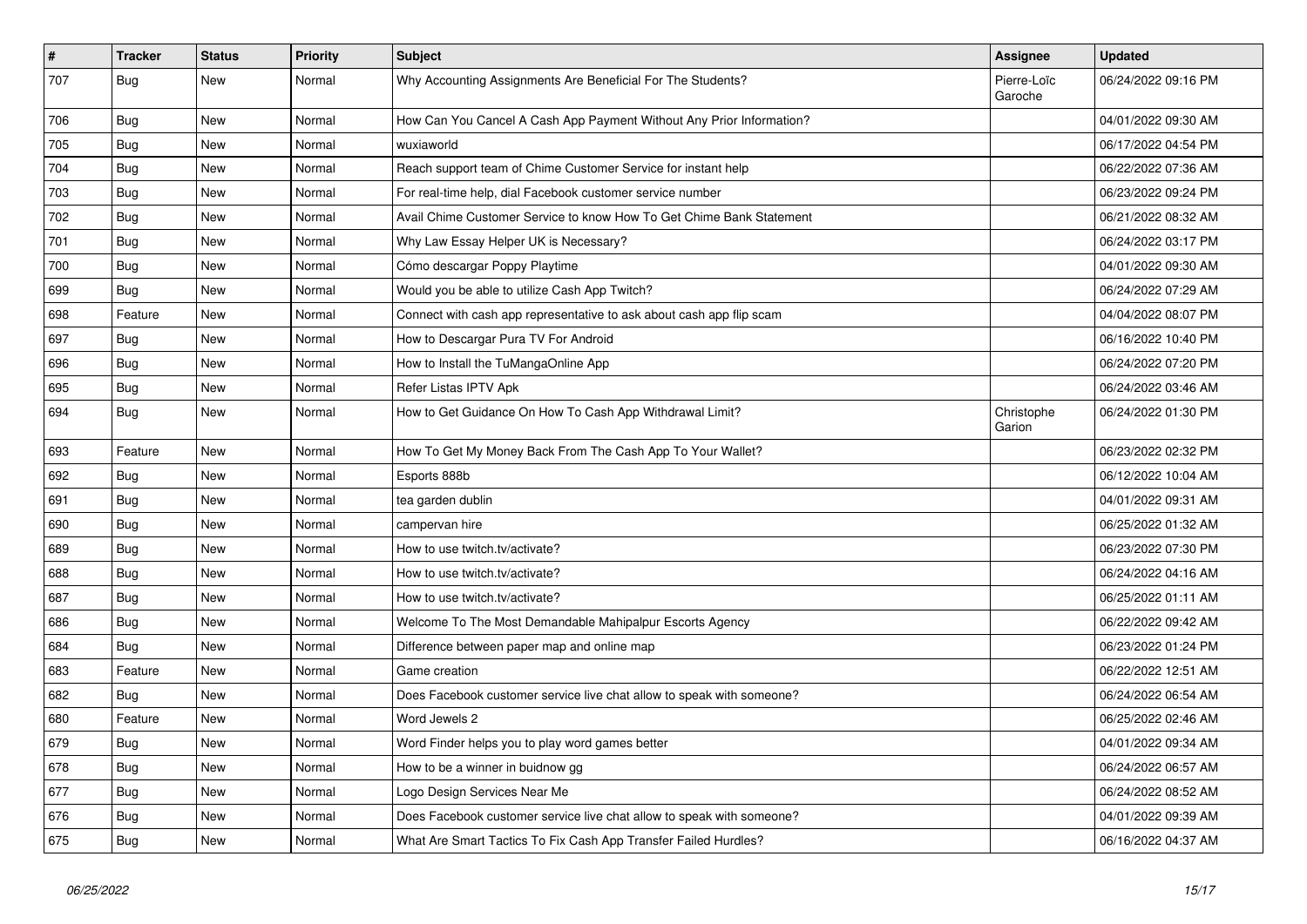| # | Tracker | Status | Priority | Subject | Assignee | Updated |
| --- | --- | --- | --- | --- | --- | --- |
| 707 | Bug | New | Normal | Why Accounting Assignments Are Beneficial For The Students? | Pierre-Loïc Garoche | 06/24/2022 09:16 PM |
| 706 | Bug | New | Normal | How Can You Cancel A Cash App Payment Without Any Prior Information? | | 04/01/2022 09:30 AM |
| 705 | Bug | New | Normal | wuxiaworld | | 06/17/2022 04:54 PM |
| 704 | Bug | New | Normal | Reach support team of Chime Customer Service for instant help | | 06/22/2022 07:36 AM |
| 703 | Bug | New | Normal | For real-time help, dial Facebook customer service number | | 06/23/2022 09:24 PM |
| 702 | Bug | New | Normal | Avail Chime Customer Service to know How To Get Chime Bank Statement | | 06/21/2022 08:32 AM |
| 701 | Bug | New | Normal | Why Law Essay Helper UK is Necessary? | | 06/24/2022 03:17 PM |
| 700 | Bug | New | Normal | Cómo descargar Poppy Playtime | | 04/01/2022 09:30 AM |
| 699 | Bug | New | Normal | Would you be able to utilize Cash App Twitch? | | 06/24/2022 07:29 AM |
| 698 | Feature | New | Normal | Connect with cash app representative to ask about cash app flip scam | | 04/04/2022 08:07 PM |
| 697 | Bug | New | Normal | How to Descargar Pura TV For Android | | 06/16/2022 10:40 PM |
| 696 | Bug | New | Normal | How to Install the TuMangaOnline App | | 06/24/2022 07:20 PM |
| 695 | Bug | New | Normal | Refer Listas IPTV Apk | | 06/24/2022 03:46 AM |
| 694 | Bug | New | Normal | How to Get Guidance On How To Cash App Withdrawal Limit? | Christophe Garion | 06/24/2022 01:30 PM |
| 693 | Feature | New | Normal | How To Get My Money Back From The Cash App To Your Wallet? | | 06/23/2022 02:32 PM |
| 692 | Bug | New | Normal | Esports 888b | | 06/12/2022 10:04 AM |
| 691 | Bug | New | Normal | tea garden dublin | | 04/01/2022 09:31 AM |
| 690 | Bug | New | Normal | campervan hire | | 06/25/2022 01:32 AM |
| 689 | Bug | New | Normal | How to use twitch.tv/activate? | | 06/23/2022 07:30 PM |
| 688 | Bug | New | Normal | How to use twitch.tv/activate? | | 06/24/2022 04:16 AM |
| 687 | Bug | New | Normal | How to use twitch.tv/activate? | | 06/25/2022 01:11 AM |
| 686 | Bug | New | Normal | Welcome To The Most Demandable Mahipalpur Escorts Agency | | 06/22/2022 09:42 AM |
| 684 | Bug | New | Normal | Difference between paper map and online map | | 06/23/2022 01:24 PM |
| 683 | Feature | New | Normal | Game creation | | 06/22/2022 12:51 AM |
| 682 | Bug | New | Normal | Does Facebook customer service live chat allow to speak with someone? | | 06/24/2022 06:54 AM |
| 680 | Feature | New | Normal | Word Jewels 2 | | 06/25/2022 02:46 AM |
| 679 | Bug | New | Normal | Word Finder helps you to play word games better | | 04/01/2022 09:34 AM |
| 678 | Bug | New | Normal | How to be a winner in buidnow gg | | 06/24/2022 06:57 AM |
| 677 | Bug | New | Normal | Logo Design Services Near Me | | 06/24/2022 08:52 AM |
| 676 | Bug | New | Normal | Does Facebook customer service live chat allow to speak with someone? | | 04/01/2022 09:39 AM |
| 675 | Bug | New | Normal | What Are Smart Tactics To Fix Cash App Transfer Failed Hurdles? | | 06/16/2022 04:37 AM |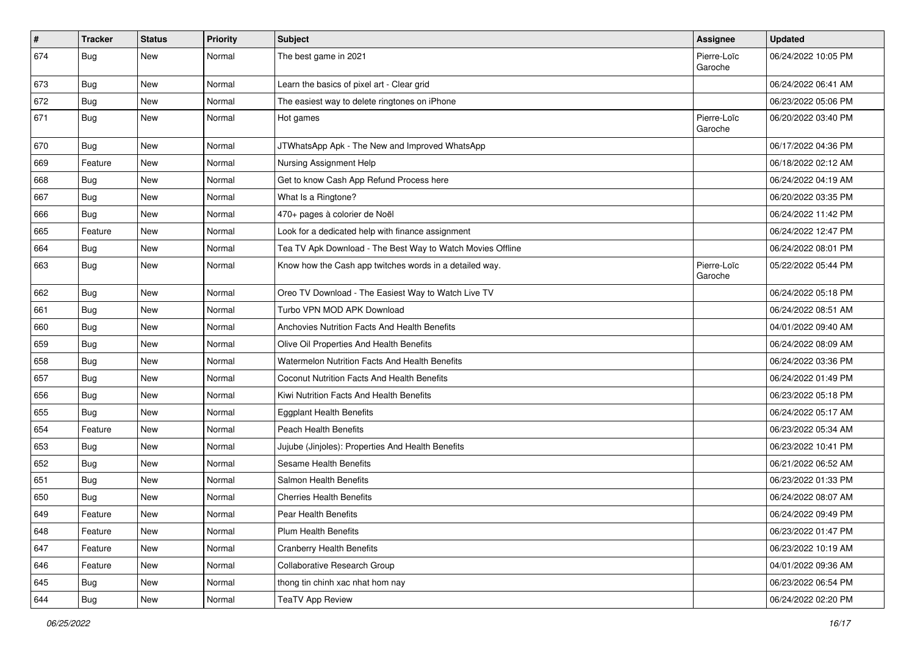| # | Tracker | Status | Priority | Subject | Assignee | Updated |
|---|---|---|---|---|---|---|
| 674 | Bug | New | Normal | The best game in 2021 | Pierre-Loïc Garoche | 06/24/2022 10:05 PM |
| 673 | Bug | New | Normal | Learn the basics of pixel art - Clear grid | | 06/24/2022 06:41 AM |
| 672 | Bug | New | Normal | The easiest way to delete ringtones on iPhone | | 06/23/2022 05:06 PM |
| 671 | Bug | New | Normal | Hot games | Pierre-Loïc Garoche | 06/20/2022 03:40 PM |
| 670 | Bug | New | Normal | JTWhatsApp Apk - The New and Improved WhatsApp | | 06/17/2022 04:36 PM |
| 669 | Feature | New | Normal | Nursing Assignment Help | | 06/18/2022 02:12 AM |
| 668 | Bug | New | Normal | Get to know Cash App Refund Process here | | 06/24/2022 04:19 AM |
| 667 | Bug | New | Normal | What Is a Ringtone? | | 06/20/2022 03:35 PM |
| 666 | Bug | New | Normal | 470+ pages à colorier de Noël | | 06/24/2022 11:42 PM |
| 665 | Feature | New | Normal | Look for a dedicated help with finance assignment | | 06/24/2022 12:47 PM |
| 664 | Bug | New | Normal | Tea TV Apk Download - The Best Way to Watch Movies Offline | | 06/24/2022 08:01 PM |
| 663 | Bug | New | Normal | Know how the Cash app twitches words in a detailed way. | Pierre-Loïc Garoche | 05/22/2022 05:44 PM |
| 662 | Bug | New | Normal | Oreo TV Download - The Easiest Way to Watch Live TV | | 06/24/2022 05:18 PM |
| 661 | Bug | New | Normal | Turbo VPN MOD APK Download | | 06/24/2022 08:51 AM |
| 660 | Bug | New | Normal | Anchovies Nutrition Facts And Health Benefits | | 04/01/2022 09:40 AM |
| 659 | Bug | New | Normal | Olive Oil Properties And Health Benefits | | 06/24/2022 08:09 AM |
| 658 | Bug | New | Normal | Watermelon Nutrition Facts And Health Benefits | | 06/24/2022 03:36 PM |
| 657 | Bug | New | Normal | Coconut Nutrition Facts And Health Benefits | | 06/24/2022 01:49 PM |
| 656 | Bug | New | Normal | Kiwi Nutrition Facts And Health Benefits | | 06/23/2022 05:18 PM |
| 655 | Bug | New | Normal | Eggplant Health Benefits | | 06/24/2022 05:17 AM |
| 654 | Feature | New | Normal | Peach Health Benefits | | 06/23/2022 05:34 AM |
| 653 | Bug | New | Normal | Jujube (Jinjoles): Properties And Health Benefits | | 06/23/2022 10:41 PM |
| 652 | Bug | New | Normal | Sesame Health Benefits | | 06/21/2022 06:52 AM |
| 651 | Bug | New | Normal | Salmon Health Benefits | | 06/23/2022 01:33 PM |
| 650 | Bug | New | Normal | Cherries Health Benefits | | 06/24/2022 08:07 AM |
| 649 | Feature | New | Normal | Pear Health Benefits | | 06/24/2022 09:49 PM |
| 648 | Feature | New | Normal | Plum Health Benefits | | 06/23/2022 01:47 PM |
| 647 | Feature | New | Normal | Cranberry Health Benefits | | 06/23/2022 10:19 AM |
| 646 | Feature | New | Normal | Collaborative Research Group | | 04/01/2022 09:36 AM |
| 645 | Bug | New | Normal | thong tin chinh xac nhat hom nay | | 06/23/2022 06:54 PM |
| 644 | Bug | New | Normal | TeaTV App Review | | 06/24/2022 02:20 PM |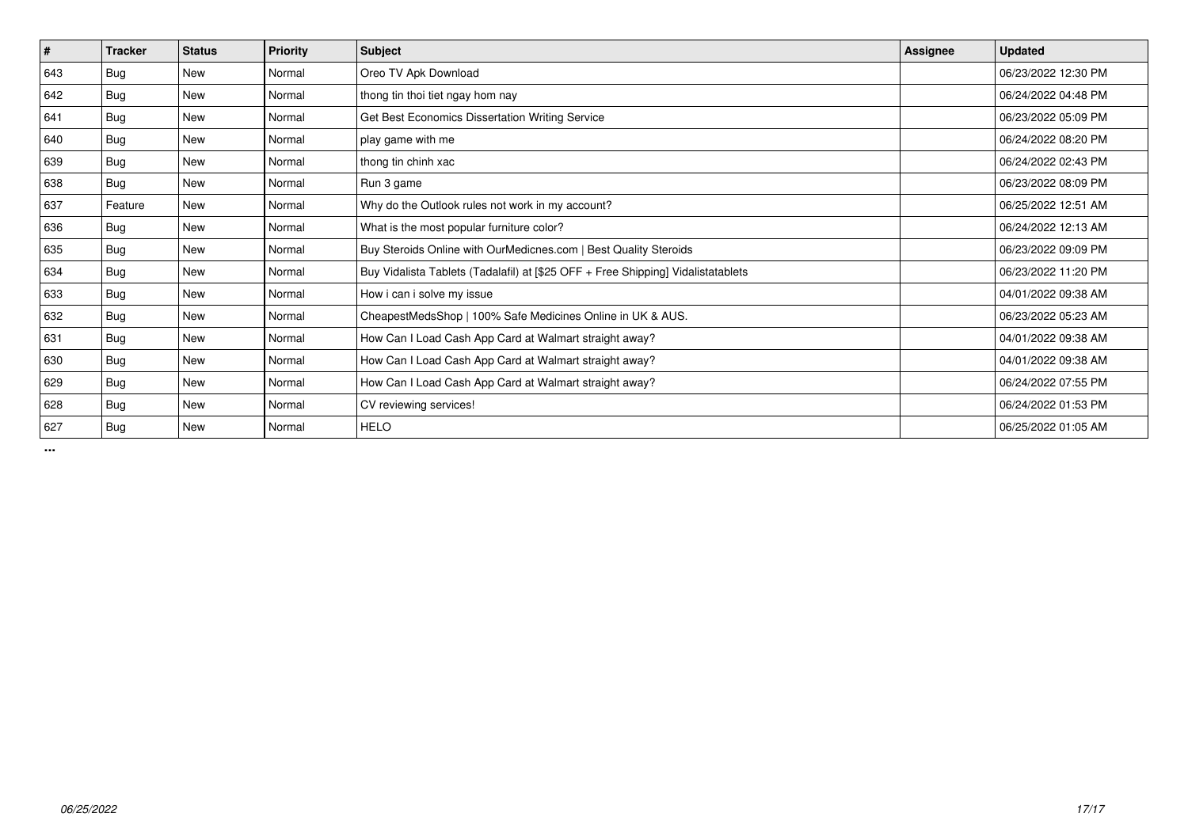| # | Tracker | Status | Priority | Subject | Assignee | Updated |
|---|---|---|---|---|---|---|
| 643 | Bug | New | Normal | Oreo TV Apk Download | | 06/23/2022 12:30 PM |
| 642 | Bug | New | Normal | thong tin thoi tiet ngay hom nay | | 06/24/2022 04:48 PM |
| 641 | Bug | New | Normal | Get Best Economics Dissertation Writing Service | | 06/23/2022 05:09 PM |
| 640 | Bug | New | Normal | play game with me | | 06/24/2022 08:20 PM |
| 639 | Bug | New | Normal | thong tin chinh xac | | 06/24/2022 02:43 PM |
| 638 | Bug | New | Normal | Run 3 game | | 06/23/2022 08:09 PM |
| 637 | Feature | New | Normal | Why do the Outlook rules not work in my account? | | 06/25/2022 12:51 AM |
| 636 | Bug | New | Normal | What is the most popular furniture color? | | 06/24/2022 12:13 AM |
| 635 | Bug | New | Normal | Buy Steroids Online with OurMedicnes.com \| Best Quality Steroids | | 06/23/2022 09:09 PM |
| 634 | Bug | New | Normal | Buy Vidalista Tablets (Tadalafil) at [$25 OFF + Free Shipping] Vidalistatablets | | 06/23/2022 11:20 PM |
| 633 | Bug | New | Normal | How i can i solve my issue | | 04/01/2022 09:38 AM |
| 632 | Bug | New | Normal | CheapestMedsShop \| 100% Safe Medicines Online in UK & AUS. | | 06/23/2022 05:23 AM |
| 631 | Bug | New | Normal | How Can I Load Cash App Card at Walmart straight away? | | 04/01/2022 09:38 AM |
| 630 | Bug | New | Normal | How Can I Load Cash App Card at Walmart straight away? | | 04/01/2022 09:38 AM |
| 629 | Bug | New | Normal | How Can I Load Cash App Card at Walmart straight away? | | 06/24/2022 07:55 PM |
| 628 | Bug | New | Normal | CV reviewing services! | | 06/24/2022 01:53 PM |
| 627 | Bug | New | Normal | HELO | | 06/25/2022 01:05 AM |

...